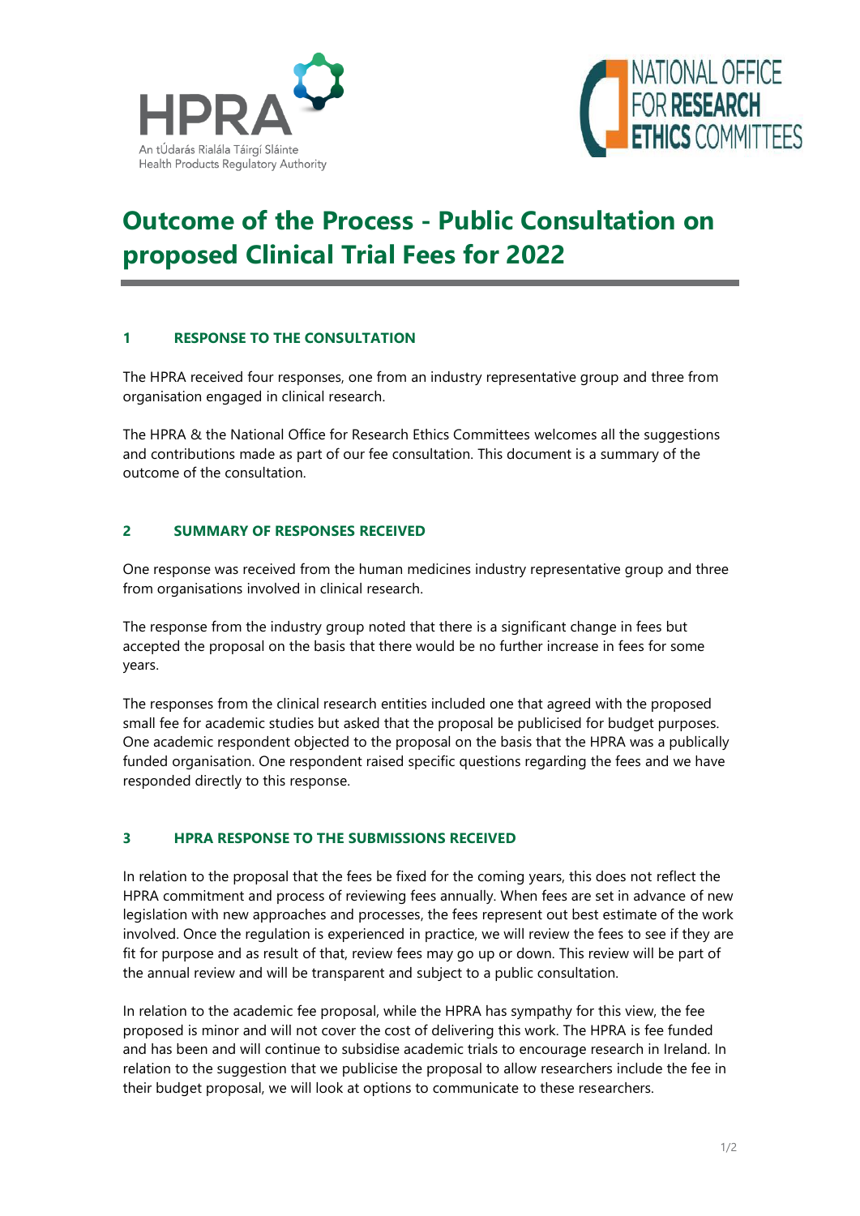# Outcome of the Process - Public Consultation on proposed Clinical Trial Fees for 2022

## 1 RESPONSE TO THE CONSULTATION

The HPRA received four responses, one from an industry representative group and three from organisation engaged in clinical research.

The HPRA & the National Office for Research Ethics Committees welcomes all the suggestions and contributions made as part of our fee consultation. This document is a summary of the outcome of the consultation.

## 2 SUMMARY OF RESPONSES RECEIVED

One response was received from the human medicines industry representative group and three from organisations involved in clinical research.

The response from the industry group noted that there is a significant change in fees but accepted the proposal on the basis that there would be no further increase in fees for some years.

The responses from the clinical research entities included one that agreed with the proposed small fee for academic studies but asked that the proposal be publicised for budget purposes. One academic respondent objected to the proposal on the basis that the HPRA was a publically funded organisation. One respondent raised specific questions regarding the fees and we have responded directly to this response.

## 3 HPRA RESPONSE TO THE SUBMISSIONS RECEIVED

In relation to the proposal that the fees be fixed for the coming years, this does not reflect the HPRA commitment and process of reviewing fees annually. When fees are set in advance of new legislation with new approaches and processes, the fees represent out best estimate of the work involved. Once the regulation is experienced in practice, we will review the fees to see if they are fit for purpose and as result of that, review fees may go up or down. This review will be part of the annual review and will be transparent and subject to a public consultation.

In relation to the academic fee proposal, while the HPRA has sympathy for this view, the fee proposed is minor and will not cover the cost of delivering this work. The HPRA is fee funded and has been and will continue to subsidise academic trials to encourage research in Ireland. In relation to the suggestion that we publicise the proposal to allow researchers include the fee in their budget proposal, we will look at options to communicate to these researchers.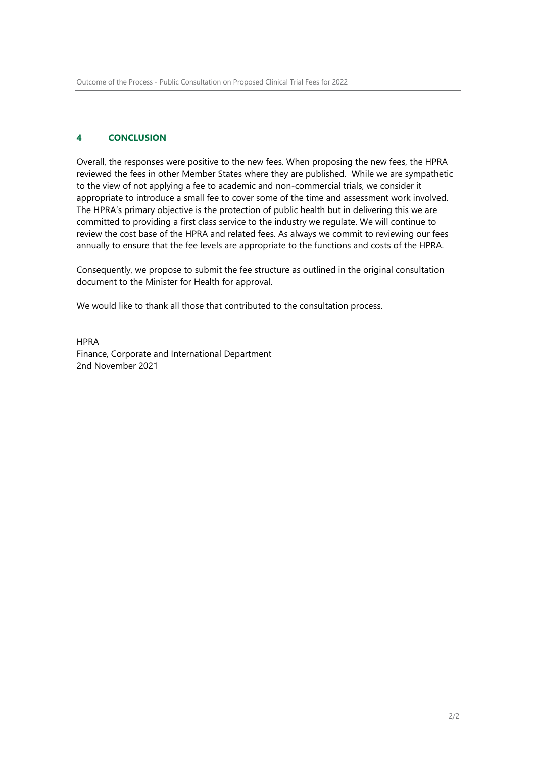## 4 CONCLUSION

Overall, the responses were positive to the new fees. When proposing the new fees, the HPRA reviewed the fees in other Member States where they are published. While we are sympathetic to the view of not applying a fee to academic and non-commercial trials, we consider it appropriate to introduce a small fee to cover some of the time and assessment work involved. The HPRA's primary objective is the protection of public health but in delivering this we are committed to providing a first class service to the industry we regulate. We will continue to review the cost base of the HPRA and related fees. As always we commit to reviewing our fees annually to ensure that the fee levels are appropriate to the functions and costs of the HPRA.

Consequently, we propose to submit the fee structure as outlined in the original consultation document to the Minister for Health for approval.

We would like to thank all those that contributed to the consultation process.

HPRA
Finance, Corporate and International Department
2nd November 2021